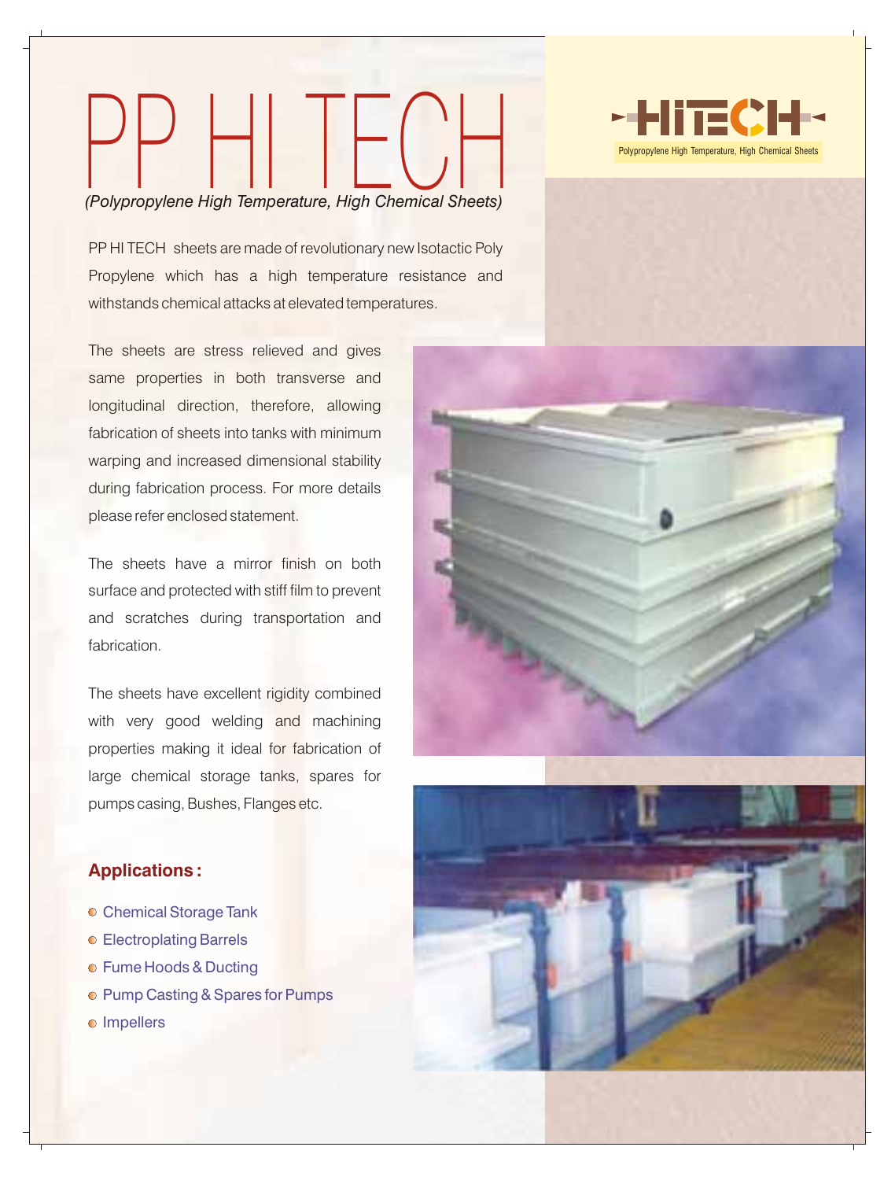# PP HI TECH

*(Polypropylene High Temperature, High Chemical Sheets)*

HITECH

Polypropylene High Temperature, High Chemical Sheets

PP HI TECH sheets are made of revolutionary new Isotactic Poly Propylene which has a high temperature resistance and withstands chemical attacks at elevated temperatures.

The sheets are stress relieved and gives same properties in both transverse and longitudinal direction, therefore, allowing fabrication of sheets into tanks with minimum warping and increased dimensional stability during fabrication process. For more details please refer enclosed statement.

The sheets have a mirror finish on both surface and protected with stiff film to prevent and scratches during transportation and fabrication.

The sheets have excellent rigidity combined with very good welding and machining properties making it ideal for fabrication of large chemical storage tanks, spares for pumps casing, Bushes, Flanges etc.

## Applications :

- Chemical Storage Tank
- Electroplating Barrels
- Fume Hoods & Ducting
- Pump Casting & Spares for Pumps
- Impellers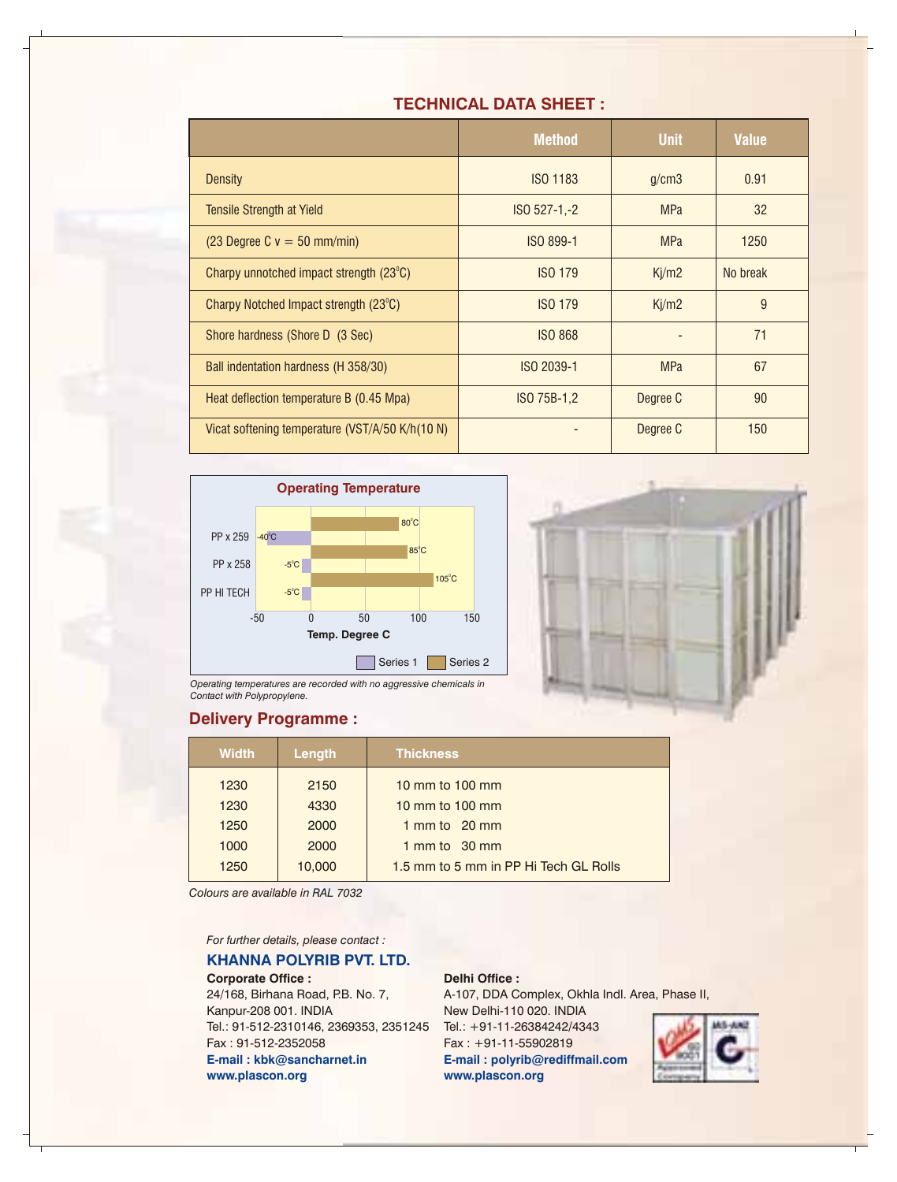## TECHNICAL DATA SHEET :

| | Method | Unit | Value |
|---|---|---|---|
| Density | ISO 1183 | g/cm3 | 0.91 |
| Tensile Strength at Yield | ISO 527-1,-2 | MPa | 32 |
| (23 Degree C v = 50 mm/min) | ISO 899-1 | MPa | 1250 |
| Charpy unnotched impact strength (23°C) | ISO 179 | Kj/m2 | No break |
| Charpy Notched Impact strength (23°C) | ISO 179 | Kj/m2 | 9 |
| Shore hardness (Shore D (3 Sec) | ISO 868 | - | 71 |
| Ball indentation hardness (H 358/30) | ISO 2039-1 | MPa | 67 |
| Heat deflection temperature B (0.45 Mpa) | ISO 75B-1,2 | Degree C | 90 |
| Vicat softening temperature (VST/A/50 K/h(10 N) | - | Degree C | 150 |

Operating Temperature

PP x 259 -40°C 80°C

PP x 258 -5°C 85°C

PP HI TECH -5°C 105°C

-50 0 50 100 150

Temp. Degree C

Series 1 Series 2

*Operating temperatures are recorded with no aggressive chemicals in Contact with Polypropylene.*

## Delivery Programme :

| Width | Length | Thickness |
|---|---|---|
| 1230 | 2150 | 10 mm to 100 mm |
| 1230 | 4330 | 10 mm to 100 mm |
| 1250 | 2000 | 1 mm to 20 mm |
| 1000 | 2000 | 1 mm to 30 mm |
| 1250 | 10,000 | 1.5 mm to 5 mm in PP Hi Tech GL Rolls |

*Colours are available in RAL 7032*

*For further details, please contact :*

**KHANNA POLYRIB PVT. LTD.**

**Corporate Office :**
24/168, Birhana Road, P.B. No. 7,
Kanpur-208 001. INDIA
Tel.: 91-512-2310146, 2369353, 2351245
Fax : 91-512-2352058
**E-mail : kbk@sancharnet.in**
**www.plascon.org**

**Delhi Office :**
A-107, DDA Complex, Okhla Indl. Area, Phase II,
New Delhi-110 020. INDIA
Tel.: +91-11-26384242/4343
Fax : +91-11-55902819
**E-mail : polyrib@rediffmail.com**
**www.plascon.org**